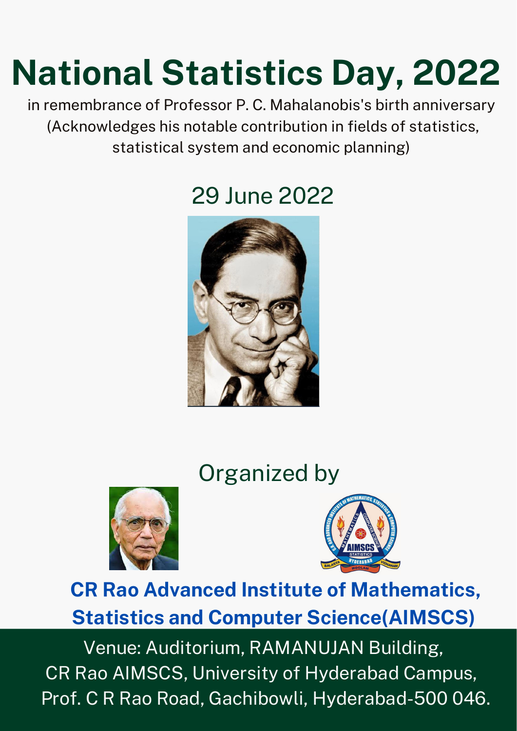# National Statistics Day, 2022

in remembrance of Professor P. C. Mahalanobis's birth anniversary
(Acknowledges his notable contribution in fields of statistics, statistical system and economic planning)

## 29 June 2022

## Organized by

**CR Rao Advanced Institute of Mathematics, Statistics and Computer Science(AIMSCS)**

Venue: Auditorium, RAMANUJAN Building,
CR Rao AIMSCS, University of Hyderabad Campus,
Prof. C R Rao Road, Gachibowli, Hyderabad-500 046.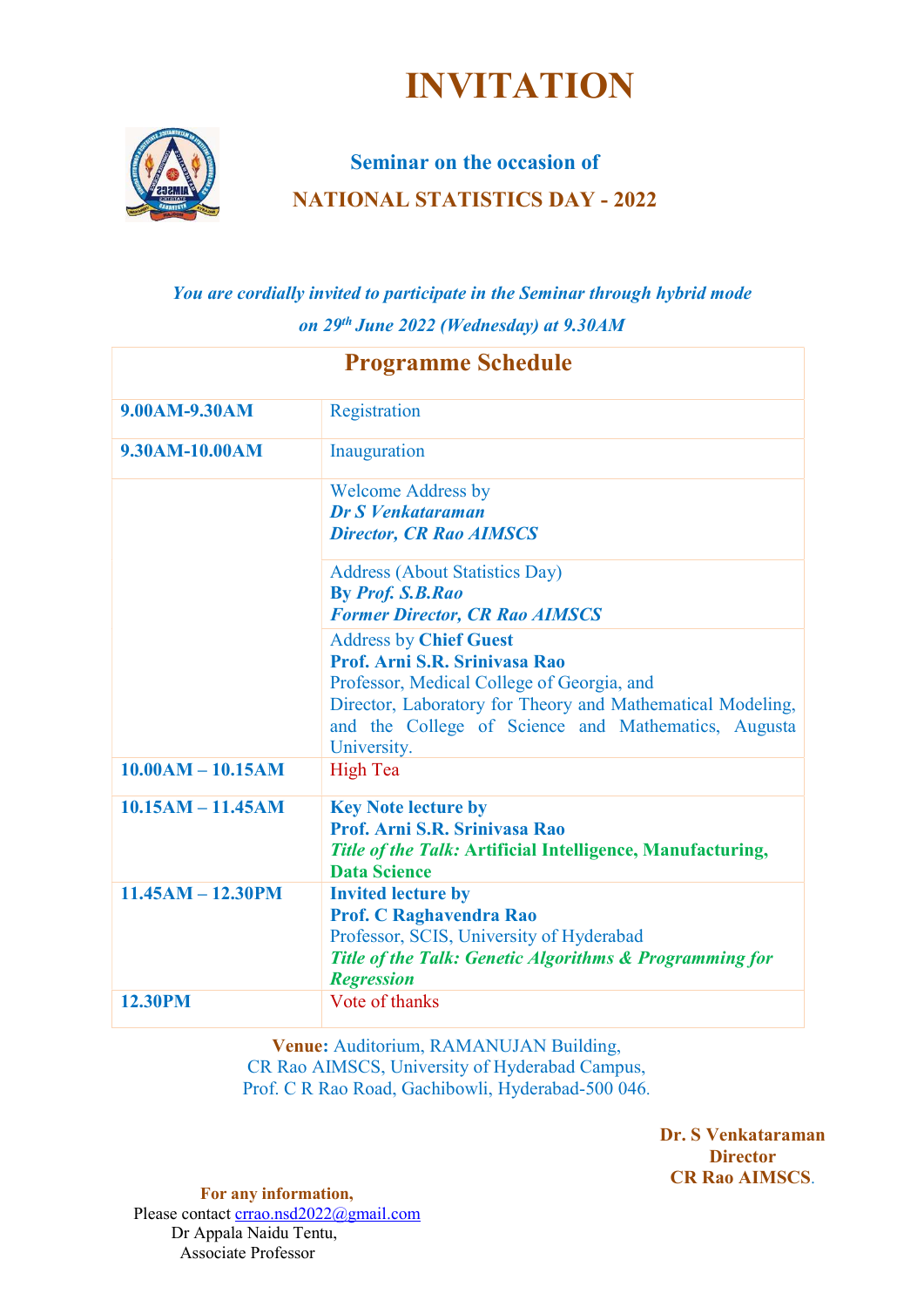# INVITATION

### Seminar on the occasion of

### NATIONAL STATISTICS DAY - 2022

***You are cordially invited to participate in the Seminar through hybrid mode on 29th June 2022 (Wednesday) at 9.30AM***

## Programme Schedule

| | |
|---|---|
| **9.00AM-9.30AM** | Registration |
| **9.30AM-10.00AM** | Inauguration |
| | Welcome Address by ***Dr S Venkataraman*** ***Director, CR Rao AIMSCS*** |
| | Address (About Statistics Day) **By *Prof. S.B.Rao*** ***Former Director, CR Rao AIMSCS*** |
| | Address by **Chief Guest** **Prof. Arni S.R. Srinivasa Rao** Professor, Medical College of Georgia, and Director, Laboratory for Theory and Mathematical Modeling, and the College of Science and Mathematics, Augusta University. |
| **10.00AM – 10.15AM** | High Tea |
| **10.15AM – 11.45AM** | **Key Note lecture by** **Prof. Arni S.R. Srinivasa Rao** *Title of the Talk:* **Artificial Intelligence, Manufacturing, Data Science** |
| **11.45AM – 12.30PM** | **Invited lecture by** **Prof. C Raghavendra Rao** Professor, SCIS, University of Hyderabad ***Title of the Talk: Genetic Algorithms & Programming for Regression*** |
| **12.30PM** | Vote of thanks |

**Venue:** Auditorium, RAMANUJAN Building,
CR Rao AIMSCS, University of Hyderabad Campus,
Prof. C R Rao Road, Gachibowli, Hyderabad-500 046.

**Dr. S Venkataraman**
**Director**
**CR Rao AIMSCS**.

**For any information,**
Please contact crrao.nsd2022@gmail.com
Dr Appala Naidu Tentu,
Associate Professor